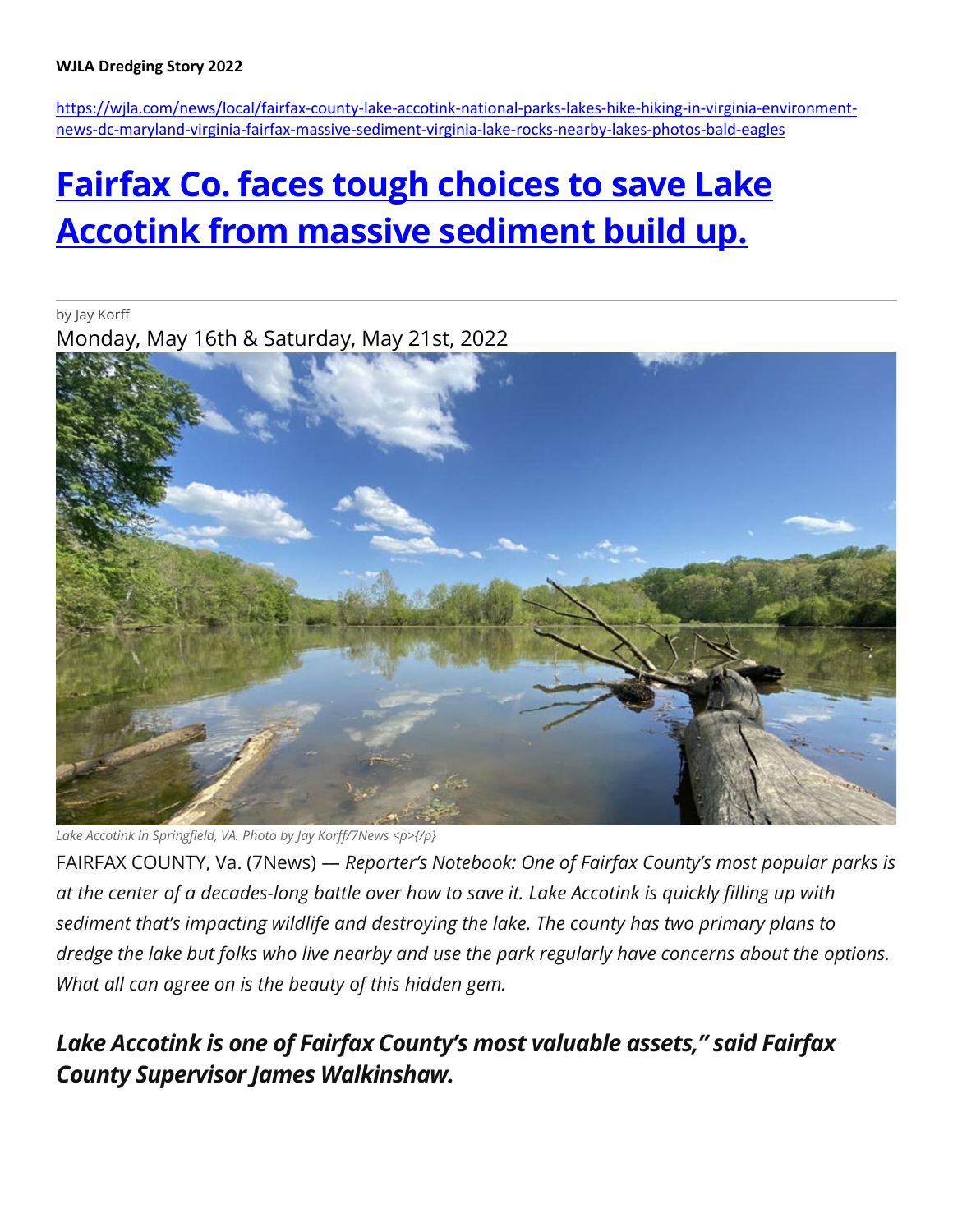**WJLA Dredging Story 2022**

https://wjla.com/news/local/fairfax-county-lake-accotink-national-parks-lakes-hike-hiking-in-virginia-environment-news-dc-maryland-virginia-fairfax-massive-sediment-virginia-lake-rocks-nearby-lakes-photos-bald-eagles

# Fairfax Co. faces tough choices to save Lake Accotink from massive sediment build up.

by Jay Korff

Monday, May 16th & Saturday, May 21st, 2022

*Lake Accotink in Springfield, VA. Photo by Jay Korff/7News <p>{/p}*

FAIRFAX COUNTY, Va. (7News) — *Reporter's Notebook: One of Fairfax County's most popular parks is at the center of a decades-long battle over how to save it. Lake Accotink is quickly filling up with sediment that's impacting wildlife and destroying the lake. The county has two primary plans to dredge the lake but folks who live nearby and use the park regularly have concerns about the options. What all can agree on is the beauty of this hidden gem.*

***Lake Accotink is one of Fairfax County's most valuable assets," said Fairfax County Supervisor James Walkinshaw.***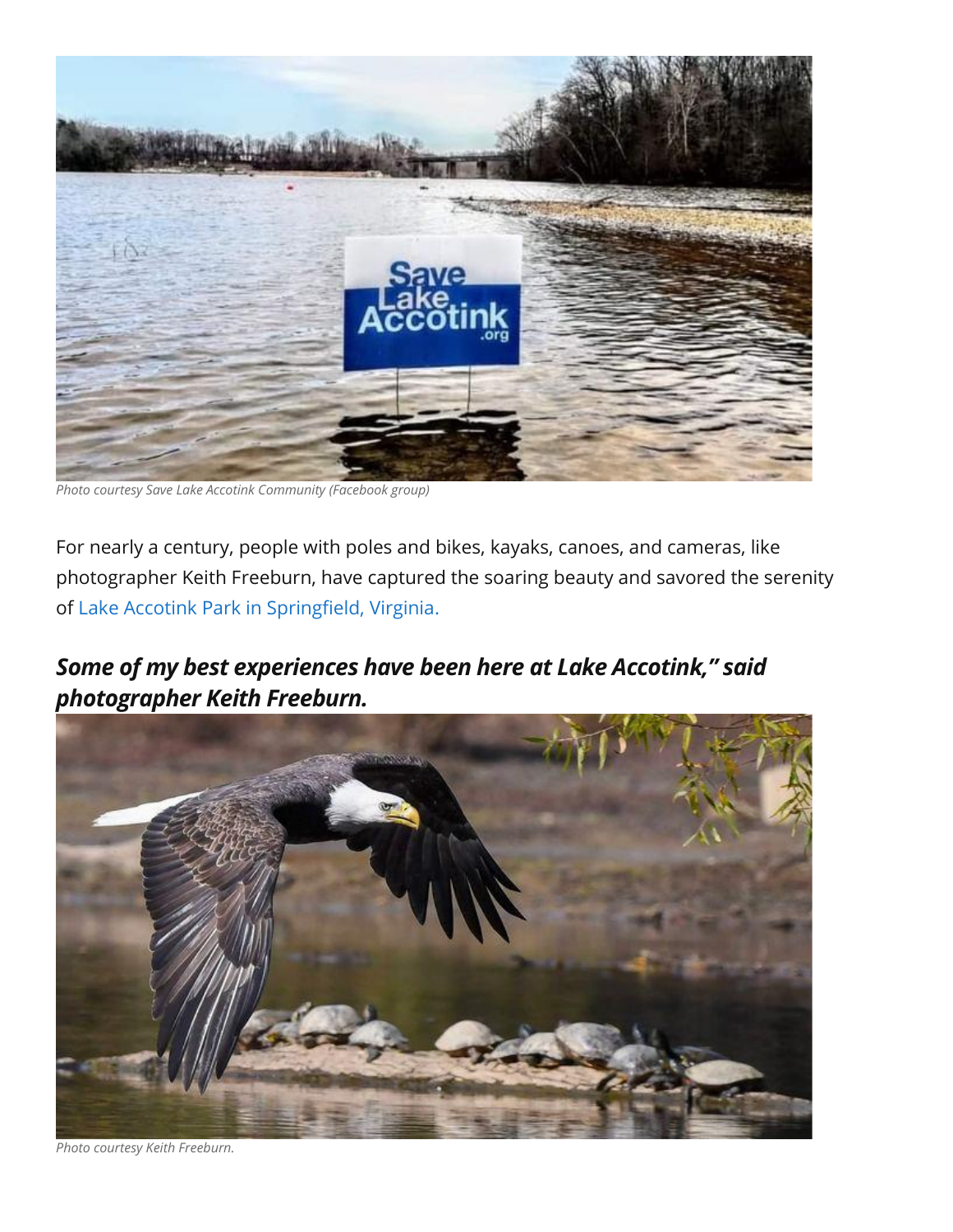Photo courtesy Save Lake Accotink Community (Facebook group)

For nearly a century, people with poles and bikes, kayaks, canoes, and cameras, like photographer Keith Freeburn, have captured the soaring beauty and savored the serenity of Lake Accotink Park in Springfield, Virginia.

### *Some of my best experiences have been here at Lake Accotink," said photographer Keith Freeburn.*

Photo courtesy Keith Freeburn.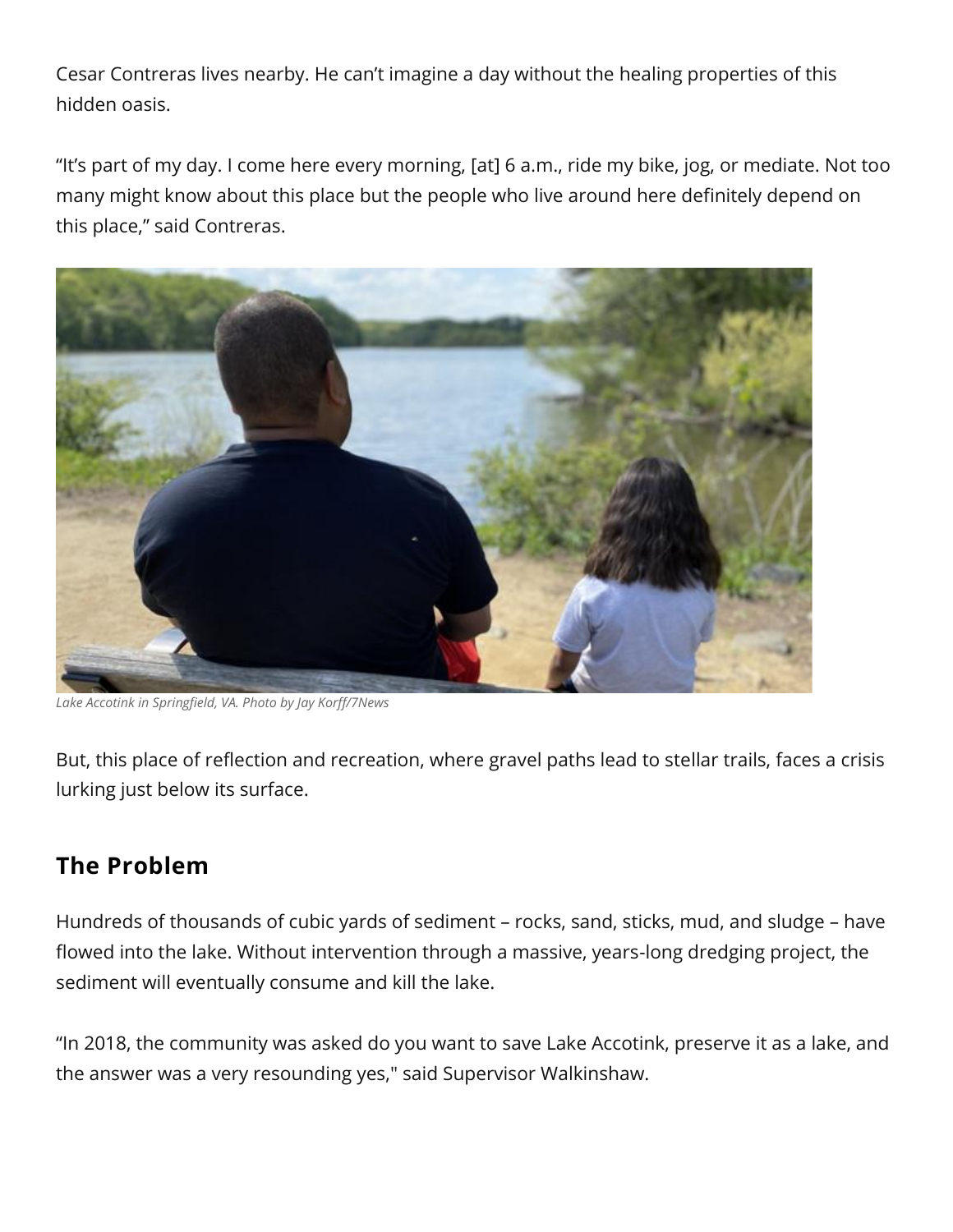Cesar Contreras lives nearby. He can't imagine a day without the healing properties of this hidden oasis.

"It's part of my day. I come here every morning, [at] 6 a.m., ride my bike, jog, or mediate. Not too many might know about this place but the people who live around here definitely depend on this place," said Contreras.

*Lake Accotink in Springfield, VA. Photo by Jay Korff/7News*

But, this place of reflection and recreation, where gravel paths lead to stellar trails, faces a crisis lurking just below its surface.

## The Problem

Hundreds of thousands of cubic yards of sediment – rocks, sand, sticks, mud, and sludge – have flowed into the lake. Without intervention through a massive, years-long dredging project, the sediment will eventually consume and kill the lake.

"In 2018, the community was asked do you want to save Lake Accotink, preserve it as a lake, and the answer was a very resounding yes," said Supervisor Walkinshaw.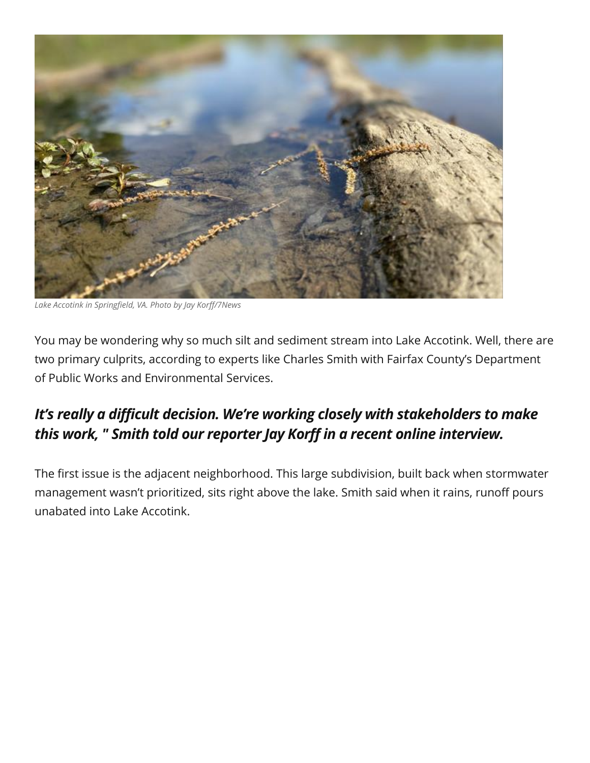*Lake Accotink in Springfield, VA. Photo by Jay Korff/7News*

You may be wondering why so much silt and sediment stream into Lake Accotink. Well, there are two primary culprits, according to experts like Charles Smith with Fairfax County's Department of Public Works and Environmental Services.

***It's really a difficult decision. We're working closely with stakeholders to make this work, " Smith told our reporter Jay Korff in a recent online interview.***

The first issue is the adjacent neighborhood. This large subdivision, built back when stormwater management wasn't prioritized, sits right above the lake. Smith said when it rains, runoff pours unabated into Lake Accotink.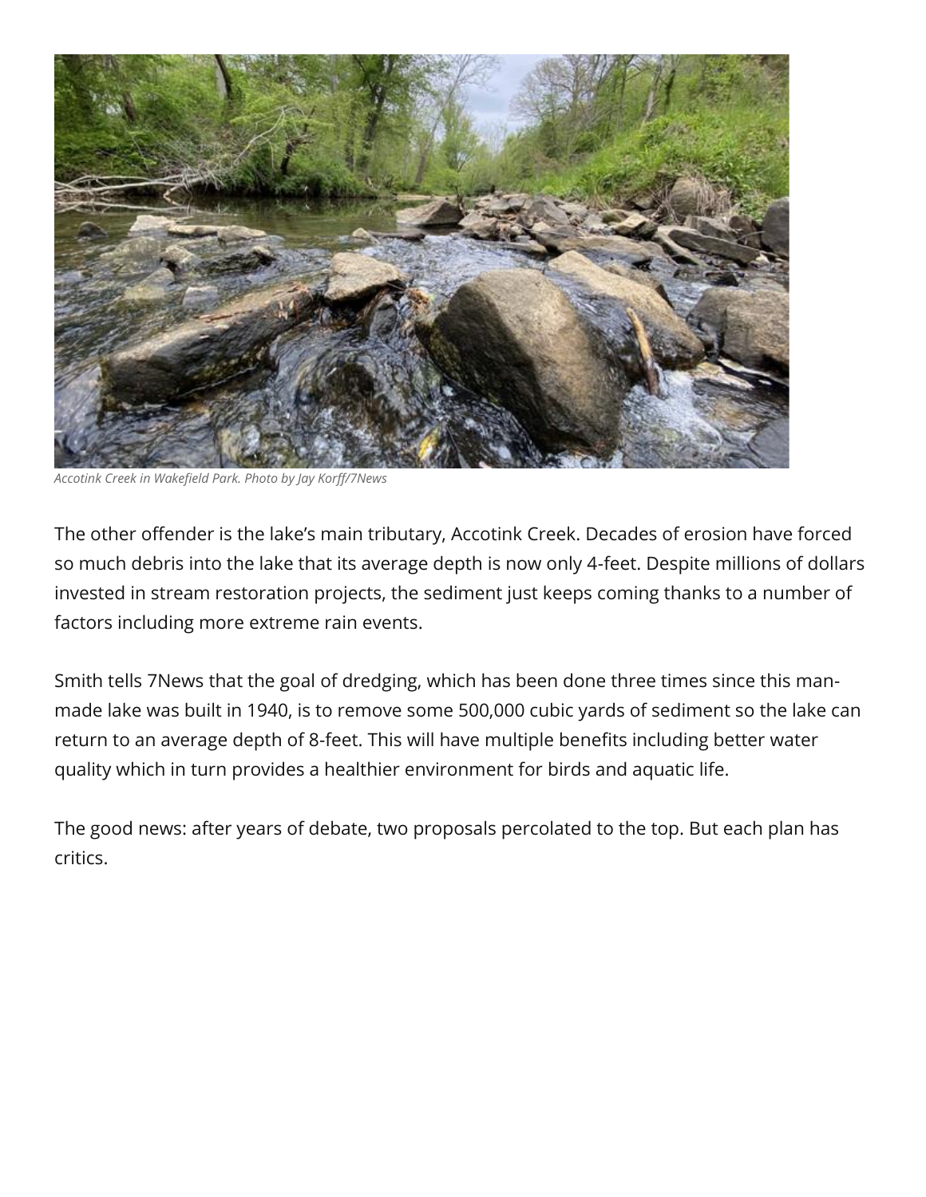*Accotink Creek in Wakefield Park. Photo by Jay Korff/7News*

The other offender is the lake's main tributary, Accotink Creek. Decades of erosion have forced so much debris into the lake that its average depth is now only 4-feet. Despite millions of dollars invested in stream restoration projects, the sediment just keeps coming thanks to a number of factors including more extreme rain events.

Smith tells 7News that the goal of dredging, which has been done three times since this man-made lake was built in 1940, is to remove some 500,000 cubic yards of sediment so the lake can return to an average depth of 8-feet. This will have multiple benefits including better water quality which in turn provides a healthier environment for birds and aquatic life.

The good news: after years of debate, two proposals percolated to the top. But each plan has critics.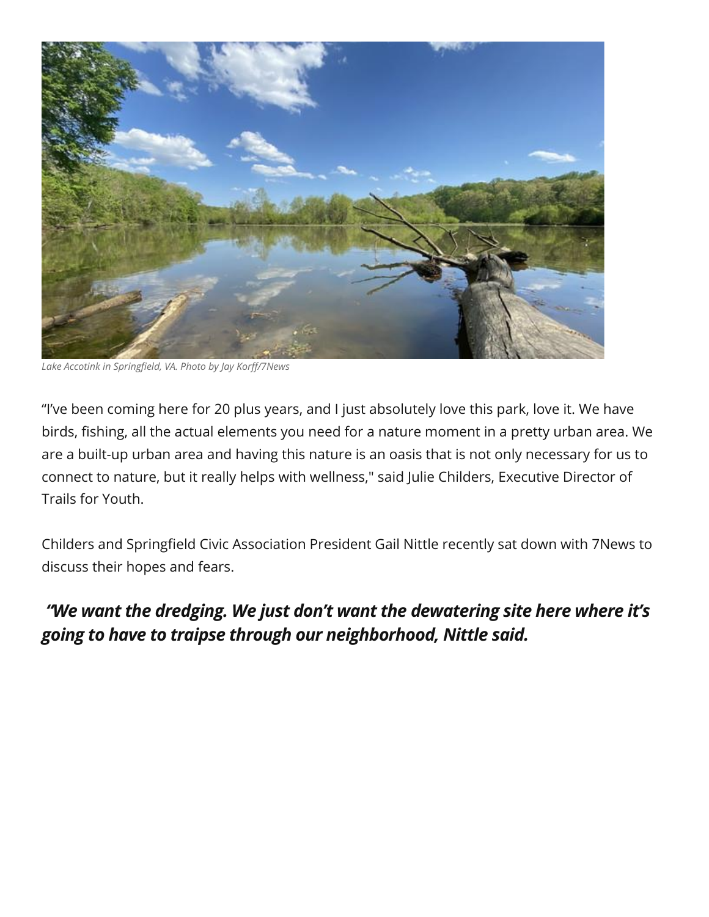*Lake Accotink in Springfield, VA. Photo by Jay Korff/7News*

“I’ve been coming here for 20 plus years, and I just absolutely love this park, love it. We have birds, fishing, all the actual elements you need for a nature moment in a pretty urban area. We are a built-up urban area and having this nature is an oasis that is not only necessary for us to connect to nature, but it really helps with wellness," said Julie Childers, Executive Director of Trails for Youth.

Childers and Springfield Civic Association President Gail Nittle recently sat down with 7News to discuss their hopes and fears.

***“We want the dredging. We just don’t want the dewatering site here where it’s going to have to traipse through our neighborhood, Nittle said.***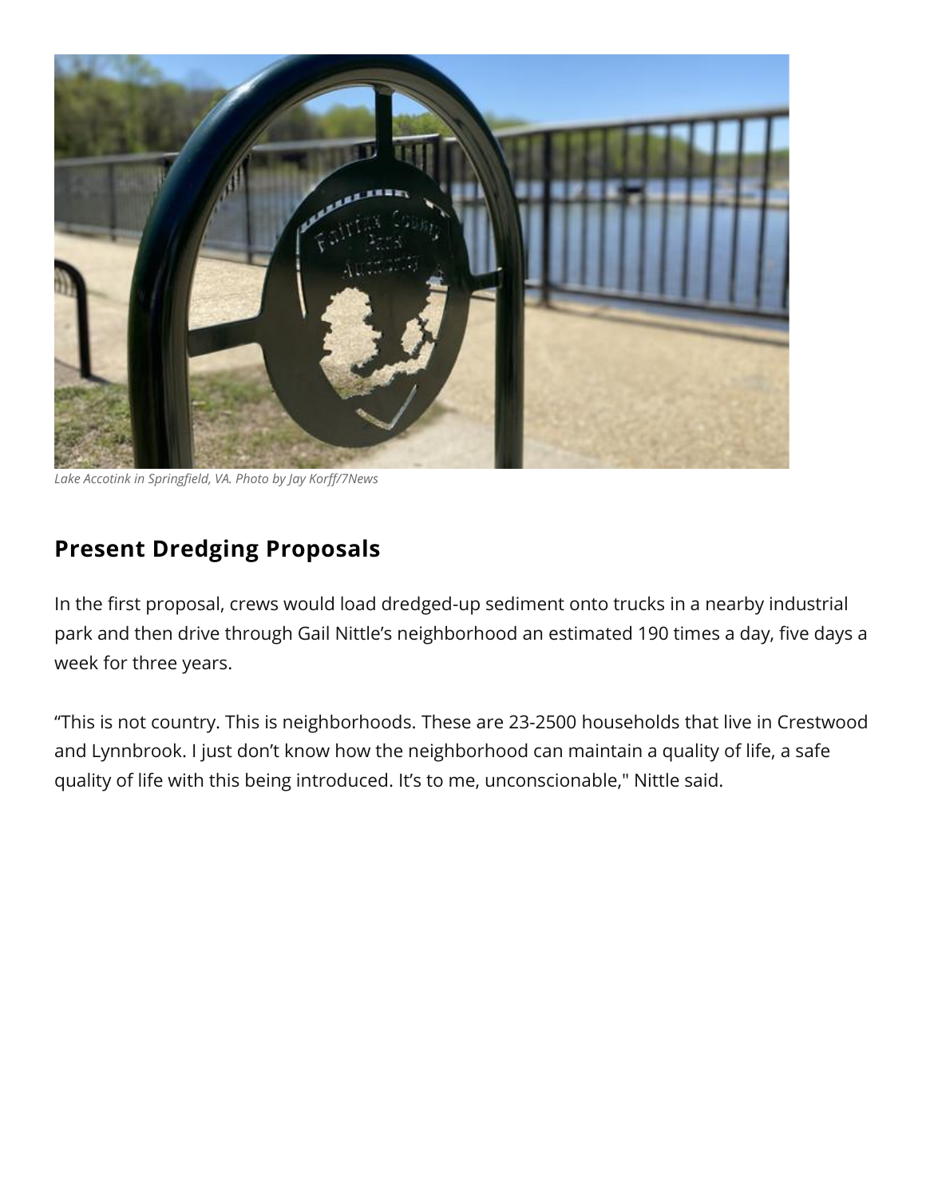*Lake Accotink in Springfield, VA. Photo by Jay Korff/7News*

## Present Dredging Proposals

In the first proposal, crews would load dredged-up sediment onto trucks in a nearby industrial park and then drive through Gail Nittle's neighborhood an estimated 190 times a day, five days a week for three years.

“This is not country. This is neighborhoods. These are 23-2500 households that live in Crestwood and Lynnbrook. I just don't know how the neighborhood can maintain a quality of life, a safe quality of life with this being introduced. It's to me, unconscionable," Nittle said.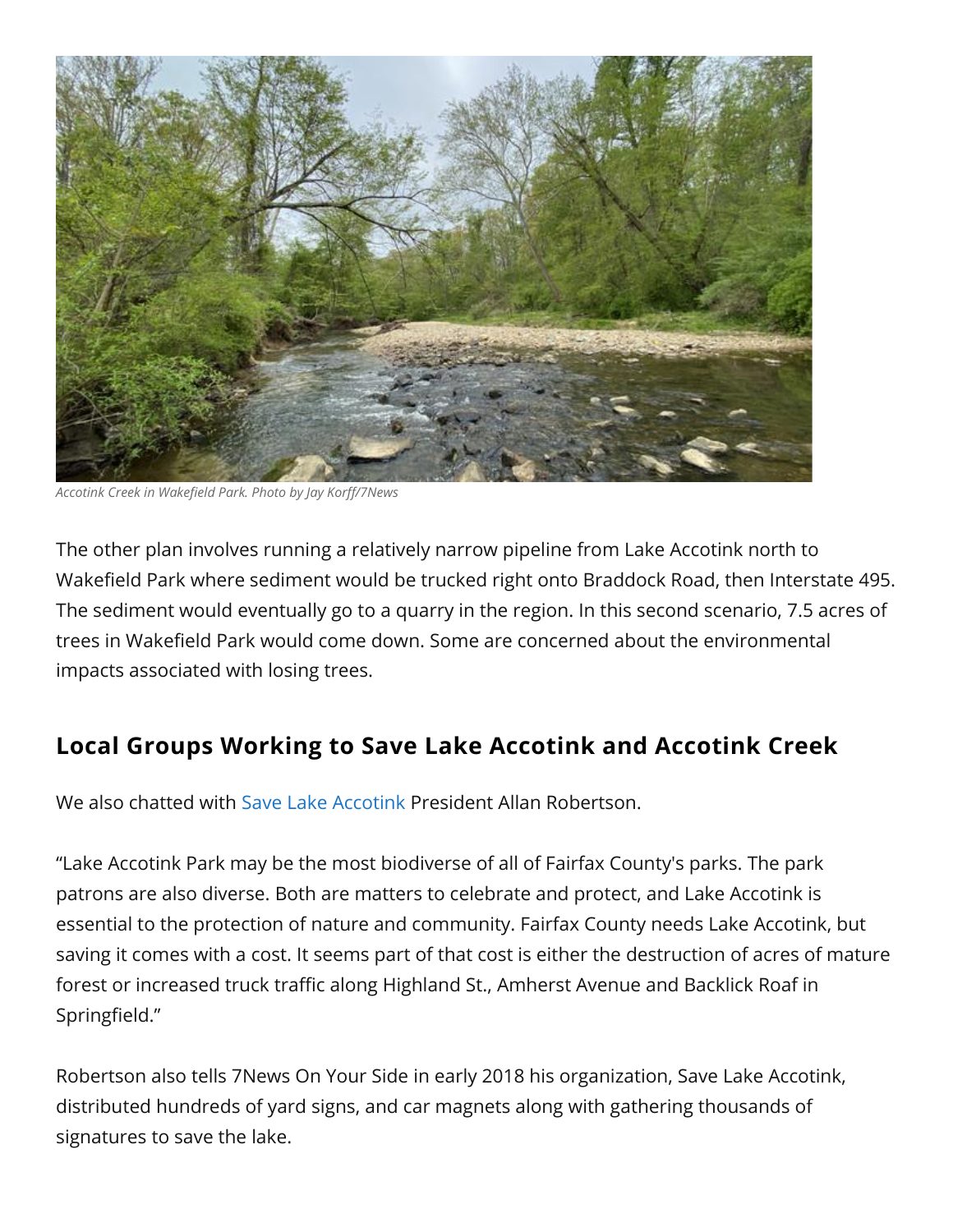*Accotink Creek in Wakefield Park. Photo by Jay Korff/7News*

The other plan involves running a relatively narrow pipeline from Lake Accotink north to Wakefield Park where sediment would be trucked right onto Braddock Road, then Interstate 495. The sediment would eventually go to a quarry in the region. In this second scenario, 7.5 acres of trees in Wakefield Park would come down. Some are concerned about the environmental impacts associated with losing trees.

## Local Groups Working to Save Lake Accotink and Accotink Creek

We also chatted with Save Lake Accotink President Allan Robertson.

"Lake Accotink Park may be the most biodiverse of all of Fairfax County's parks. The park patrons are also diverse. Both are matters to celebrate and protect, and Lake Accotink is essential to the protection of nature and community. Fairfax County needs Lake Accotink, but saving it comes with a cost. It seems part of that cost is either the destruction of acres of mature forest or increased truck traffic along Highland St., Amherst Avenue and Backlick Roaf in Springfield."

Robertson also tells 7News On Your Side in early 2018 his organization, Save Lake Accotink, distributed hundreds of yard signs, and car magnets along with gathering thousands of signatures to save the lake.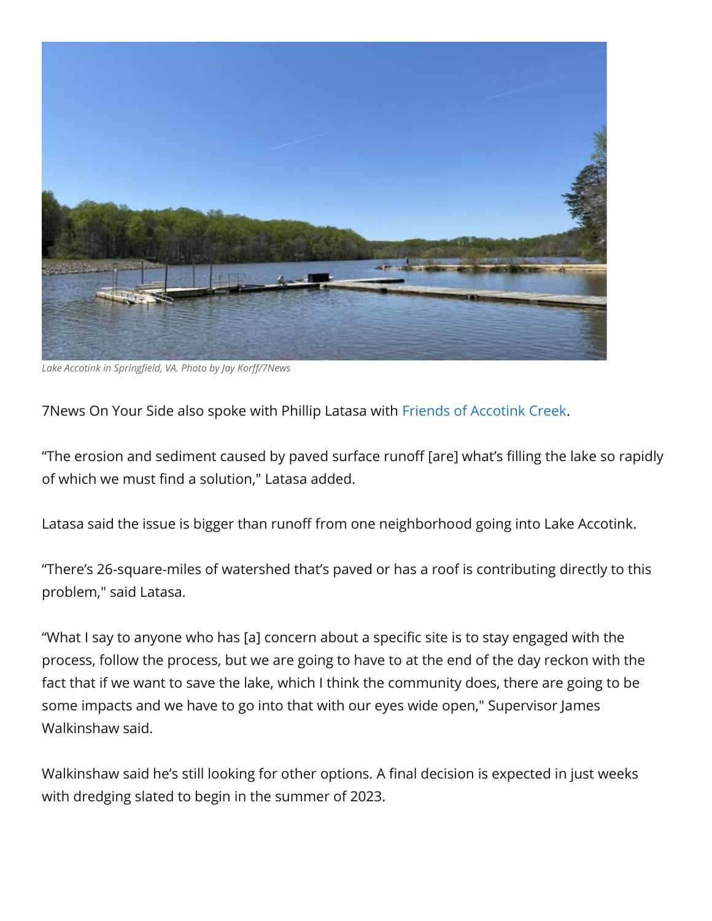*Lake Accotink in Springfield, VA. Photo by Jay Korff/7News*

7News On Your Side also spoke with Phillip Latasa with Friends of Accotink Creek.

“The erosion and sediment caused by paved surface runoff [are] what’s filling the lake so rapidly of which we must find a solution," Latasa added.

Latasa said the issue is bigger than runoff from one neighborhood going into Lake Accotink.

“There’s 26-square-miles of watershed that’s paved or has a roof is contributing directly to this problem," said Latasa.

“What I say to anyone who has [a] concern about a specific site is to stay engaged with the process, follow the process, but we are going to have to at the end of the day reckon with the fact that if we want to save the lake, which I think the community does, there are going to be some impacts and we have to go into that with our eyes wide open," Supervisor James Walkinshaw said.

Walkinshaw said he’s still looking for other options. A final decision is expected in just weeks with dredging slated to begin in the summer of 2023.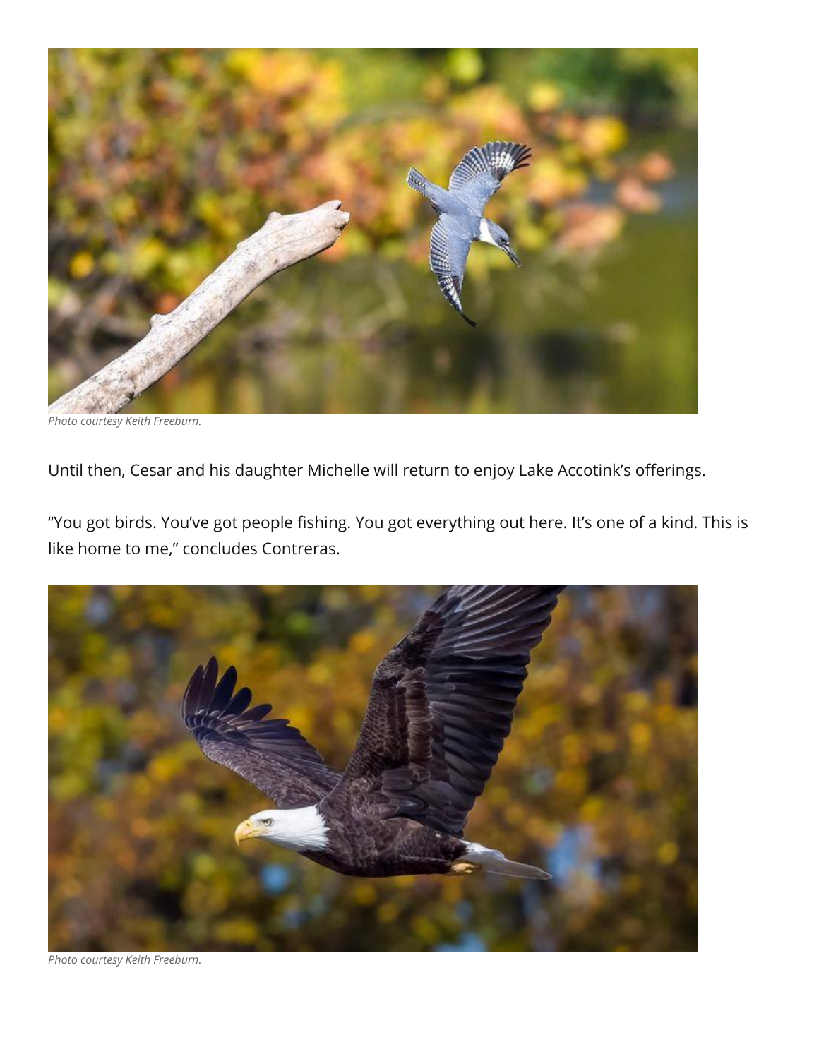*Photo courtesy Keith Freeburn.*

Until then, Cesar and his daughter Michelle will return to enjoy Lake Accotink's offerings.

"You got birds. You've got people fishing. You got everything out here. It's one of a kind. This is like home to me," concludes Contreras.

*Photo courtesy Keith Freeburn.*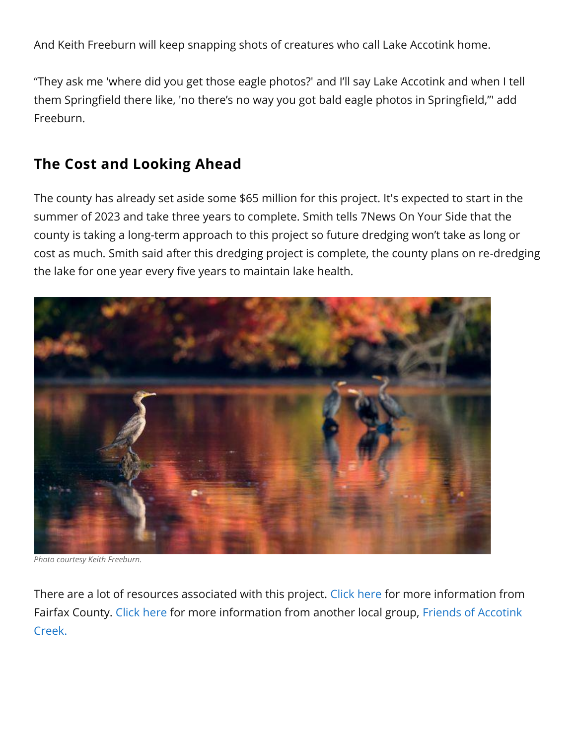And Keith Freeburn will keep snapping shots of creatures who call Lake Accotink home.

“They ask me 'where did you get those eagle photos?' and I’ll say Lake Accotink and when I tell them Springfield there like, 'no there’s no way you got bald eagle photos in Springfield,”' add Freeburn.

## The Cost and Looking Ahead

The county has already set aside some $65 million for this project. It's expected to start in the summer of 2023 and take three years to complete. Smith tells 7News On Your Side that the county is taking a long-term approach to this project so future dredging won’t take as long or cost as much. Smith said after this dredging project is complete, the county plans on re-dredging the lake for one year every five years to maintain lake health.

*Photo courtesy Keith Freeburn.*

There are a lot of resources associated with this project. Click here for more information from Fairfax County. Click here for more information from another local group, Friends of Accotink Creek.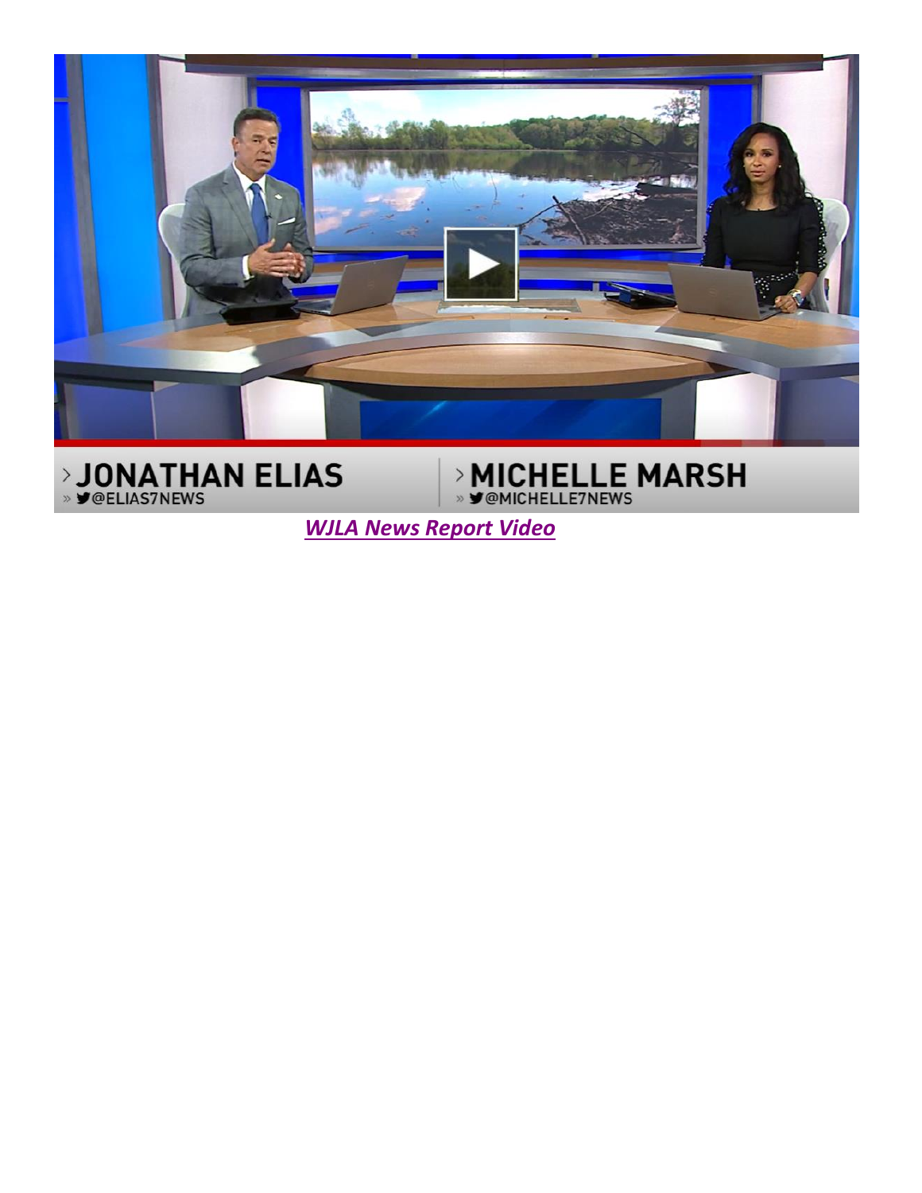***WJLA News Report Video***